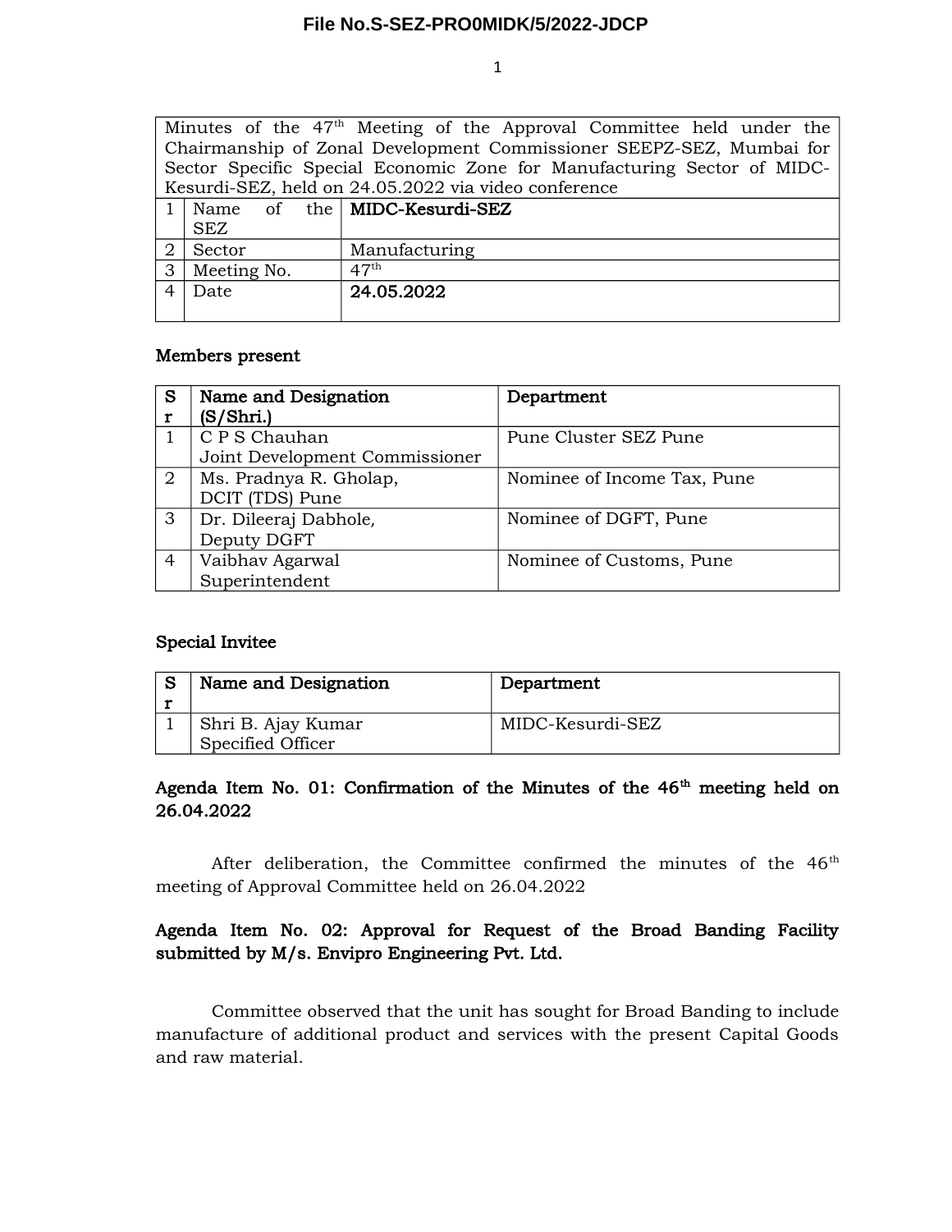File No.S-SEZ-PRO0MIDK/5/2022-JDCP

| Minutes of the 47th Meeting of the Approval Committee held under the Chairmanship of Zonal Development Commissioner SEEPZ-SEZ, Mumbai for Sector Specific Special Economic Zone for Manufacturing Sector of MIDC-Kesurdi-SEZ, held on 24.05.2022 via video conference | | |
|---|---|---|
| 1 | Name of the SEZ | **MIDC-Kesurdi-SEZ** |
| 2 | Sector | Manufacturing |
| 3 | Meeting No. | 47th |
| 4 | Date | **24.05.2022** |

**Members present**

| Sr | Name and Designation (S/Shri.) | Department |
|---|---|---|
| 1 | C P S Chauhan<br>Joint Development Commissioner | Pune Cluster SEZ Pune |
| 2 | Ms. Pradnya R. Gholap,<br>DCIT (TDS) Pune | Nominee of Income Tax, Pune |
| 3 | Dr. Dileeraj Dabhole,<br>Deputy DGFT | Nominee of DGFT, Pune |
| 4 | Vaibhav Agarwal<br>Superintendent | Nominee of Customs, Pune |

**Special Invitee**

| Sr | Name and Designation | Department |
|---|---|---|
| 1 | Shri B. Ajay Kumar<br>Specified Officer | MIDC-Kesurdi-SEZ |

**Agenda Item No. 01: Confirmation of the Minutes of the 46th meeting held on 26.04.2022**

After deliberation, the Committee confirmed the minutes of the 46th meeting of Approval Committee held on 26.04.2022

**Agenda Item No. 02: Approval for Request of the Broad Banding Facility submitted by M/s. Envipro Engineering Pvt. Ltd.**

Committee observed that the unit has sought for Broad Banding to include manufacture of additional product and services with the present Capital Goods and raw material.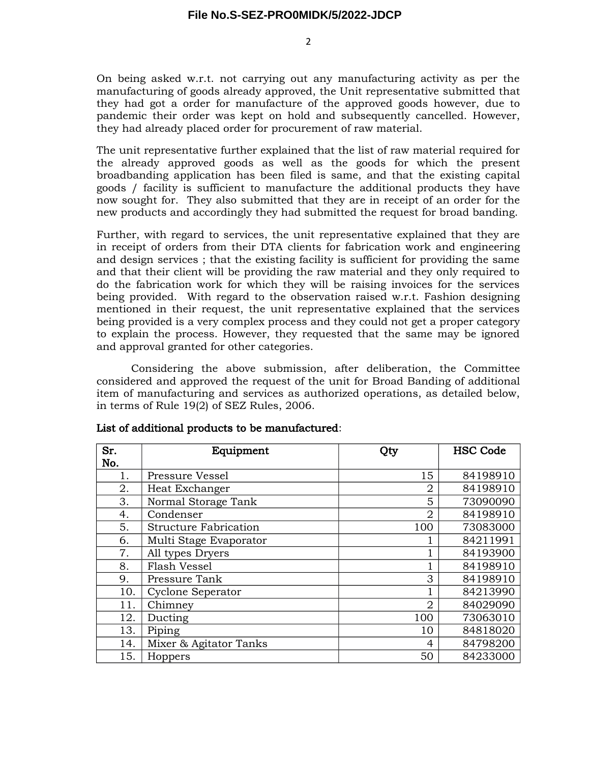On being asked w.r.t. not carrying out any manufacturing activity as per the manufacturing of goods already approved, the Unit representative submitted that they had got a order for manufacture of the approved goods however, due to pandemic their order was kept on hold and subsequently cancelled. However, they had already placed order for procurement of raw material.

The unit representative further explained that the list of raw material required for the already approved goods as well as the goods for which the present broadbanding application has been filed is same, and that the existing capital goods / facility is sufficient to manufacture the additional products they have now sought for. They also submitted that they are in receipt of an order for the new products and accordingly they had submitted the request for broad banding.

Further, with regard to services, the unit representative explained that they are in receipt of orders from their DTA clients for fabrication work and engineering and design services ; that the existing facility is sufficient for providing the same and that their client will be providing the raw material and they only required to do the fabrication work for which they will be raising invoices for the services being provided. With regard to the observation raised w.r.t. Fashion designing mentioned in their request, the unit representative explained that the services being provided is a very complex process and they could not get a proper category to explain the process. However, they requested that the same may be ignored and approval granted for other categories.

Considering the above submission, after deliberation, the Committee considered and approved the request of the unit for Broad Banding of additional item of manufacturing and services as authorized operations, as detailed below, in terms of Rule 19(2) of SEZ Rules, 2006.

**List of additional products to be manufactured**:

| Sr. No. | Equipment | Qty | HSC Code |
|---|---|---|---|
| 1. | Pressure Vessel | 15 | 84198910 |
| 2. | Heat Exchanger | 2 | 84198910 |
| 3. | Normal Storage Tank | 5 | 73090090 |
| 4. | Condenser | 2 | 84198910 |
| 5. | Structure Fabrication | 100 | 73083000 |
| 6. | Multi Stage Evaporator | 1 | 84211991 |
| 7. | All types Dryers | 1 | 84193900 |
| 8. | Flash Vessel | 1 | 84198910 |
| 9. | Pressure Tank | 3 | 84198910 |
| 10. | Cyclone Seperator | 1 | 84213990 |
| 11. | Chimney | 2 | 84029090 |
| 12. | Ducting | 100 | 73063010 |
| 13. | Piping | 10 | 84818020 |
| 14. | Mixer & Agitator Tanks | 4 | 84798200 |
| 15. | Hoppers | 50 | 84233000 |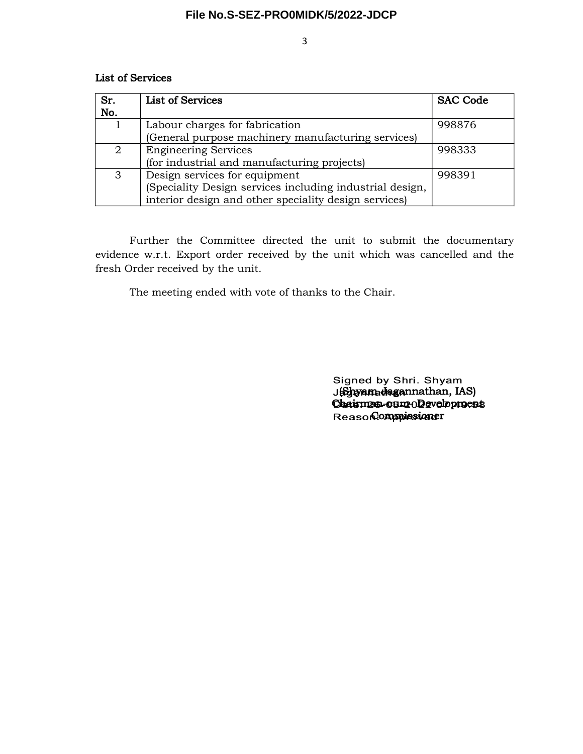List of Services

| Sr. No. | List of Services | SAC Code |
|---|---|---|
| 1 | Labour charges for fabrication (General purpose machinery manufacturing services) | 998876 |
| 2 | Engineering Services (for industrial and manufacturing projects) | 998333 |
| 3 | Design services for equipment (Speciality Design services including industrial design, interior design and other speciality design services) | 998391 |

Further the Committee directed the unit to submit the documentary evidence w.r.t. Export order received by the unit which was cancelled and the fresh Order received by the unit.

The meeting ended with vote of thanks to the Chair.

Signed by Shri. Shyam Jagannathan
Reason: Approved

(Shyam Jagannathan, IAS)
Chairman-cum-Development Commissioner